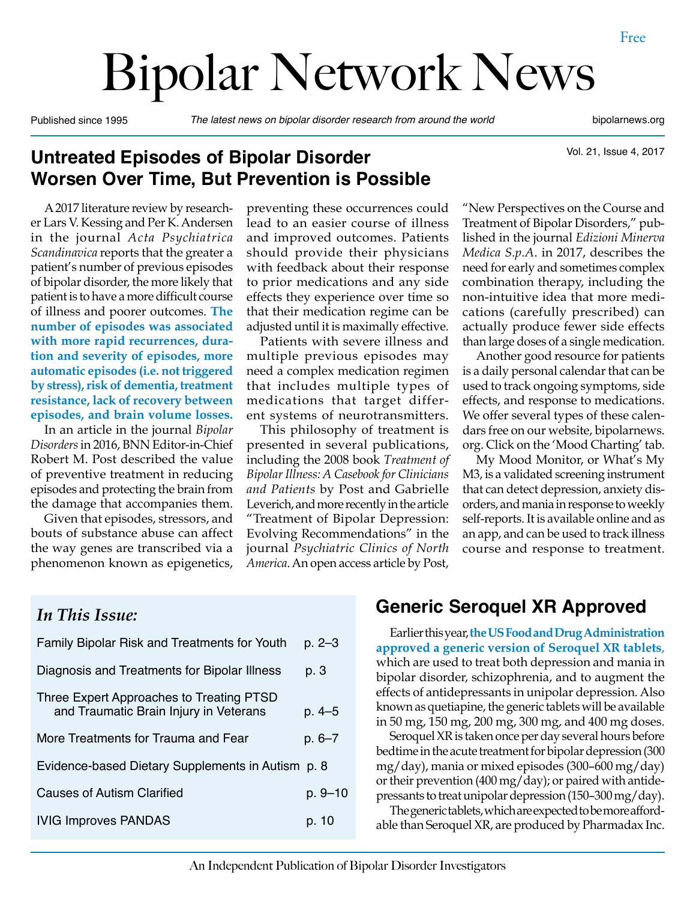Free

# Bipolar Network News

Published since 1995 — *The latest news on bipolar disorder research from around the world* — bipolarnews.org

## Untreated Episodes of Bipolar Disorder Worsen Over Time, But Prevention is Possible

A 2017 literature review by researcher Lars V. Kessing and Per K. Andersen in the journal *Acta Psychiatrica Scandinavica* reports that the greater a patient's number of previous episodes of bipolar disorder, the more likely that patient is to have a more difficult course of illness and poorer outcomes. **The number of episodes was associated with more rapid recurrences, duration and severity of episodes, more automatic episodes (i.e. not triggered by stress), risk of dementia, treatment resistance, lack of recovery between episodes, and brain volume losses.**

In an article in the journal *Bipolar Disorders* in 2016, BNN Editor-in-Chief Robert M. Post described the value of preventive treatment in reducing episodes and protecting the brain from the damage that accompanies them.

Given that episodes, stressors, and bouts of substance abuse can affect the way genes are transcribed via a phenomenon known as epigenetics, preventing these occurrences could lead to an easier course of illness and improved outcomes. Patients should provide their physicians with feedback about their response to prior medications and any side effects they experience over time so that their medication regime can be adjusted until it is maximally effective.

Patients with severe illness and multiple previous episodes may need a complex medication regimen that includes multiple types of medications that target different systems of neurotransmitters.

This philosophy of treatment is presented in several publications, including the 2008 book *Treatment of Bipolar Illness: A Casebook for Clinicians and Patients* by Post and Gabrielle Leverich, and more recently in the article "Treatment of Bipolar Depression: Evolving Recommendations" in the journal *Psychiatric Clinics of North America*. An open access article by Post, "New Perspectives on the Course and Treatment of Bipolar Disorders," published in the journal *Edizioni Minerva Medica S.p.A.* in 2017, describes the need for early and sometimes complex combination therapy, including the non-intuitive idea that more medications (carefully prescribed) can actually produce fewer side effects than large doses of a single medication.

Another good resource for patients is a daily personal calendar that can be used to track ongoing symptoms, side effects, and response to medications. We offer several types of these calendars free on our website, bipolarnews.org. Click on the 'Mood Charting' tab.

My Mood Monitor, or What's My M3, is a validated screening instrument that can detect depression, anxiety disorders, and mania in response to weekly self-reports. It is available online and as an app, and can be used to track illness course and response to treatment.

### *In This Issue:*

| | |
|---|---|
| Family Bipolar Risk and Treatments for Youth | p. 2–3 |
| Diagnosis and Treatments for Bipolar Illness | p. 3 |
| Three Expert Approaches to Treating PTSD and Traumatic Brain Injury in Veterans | p. 4–5 |
| More Treatments for Trauma and Fear | p. 6–7 |
| Evidence-based Dietary Supplements in Autism | p. 8 |
| Causes of Autism Clarified | p. 9–10 |
| IVIG Improves PANDAS | p. 10 |

## Generic Seroquel XR Approved

Earlier this year, **the US Food and Drug Administration approved a generic version of Seroquel XR tablets**, which are used to treat both depression and mania in bipolar disorder, schizophrenia, and to augment the effects of antidepressants in unipolar depression. Also known as quetiapine, the generic tablets will be available in 50 mg, 150 mg, 200 mg, 300 mg, and 400 mg doses.

Seroquel XR is taken once per day several hours before bedtime in the acute treatment for bipolar depression (300 mg/day), mania or mixed episodes (300–600 mg/day) or their prevention (400 mg/day); or paired with antidepressants to treat unipolar depression (150–300 mg/day).

The generic tablets, which are expected to be more affordable than Seroquel XR, are produced by Pharmadax Inc.

An Independent Publication of Bipolar Disorder Investigators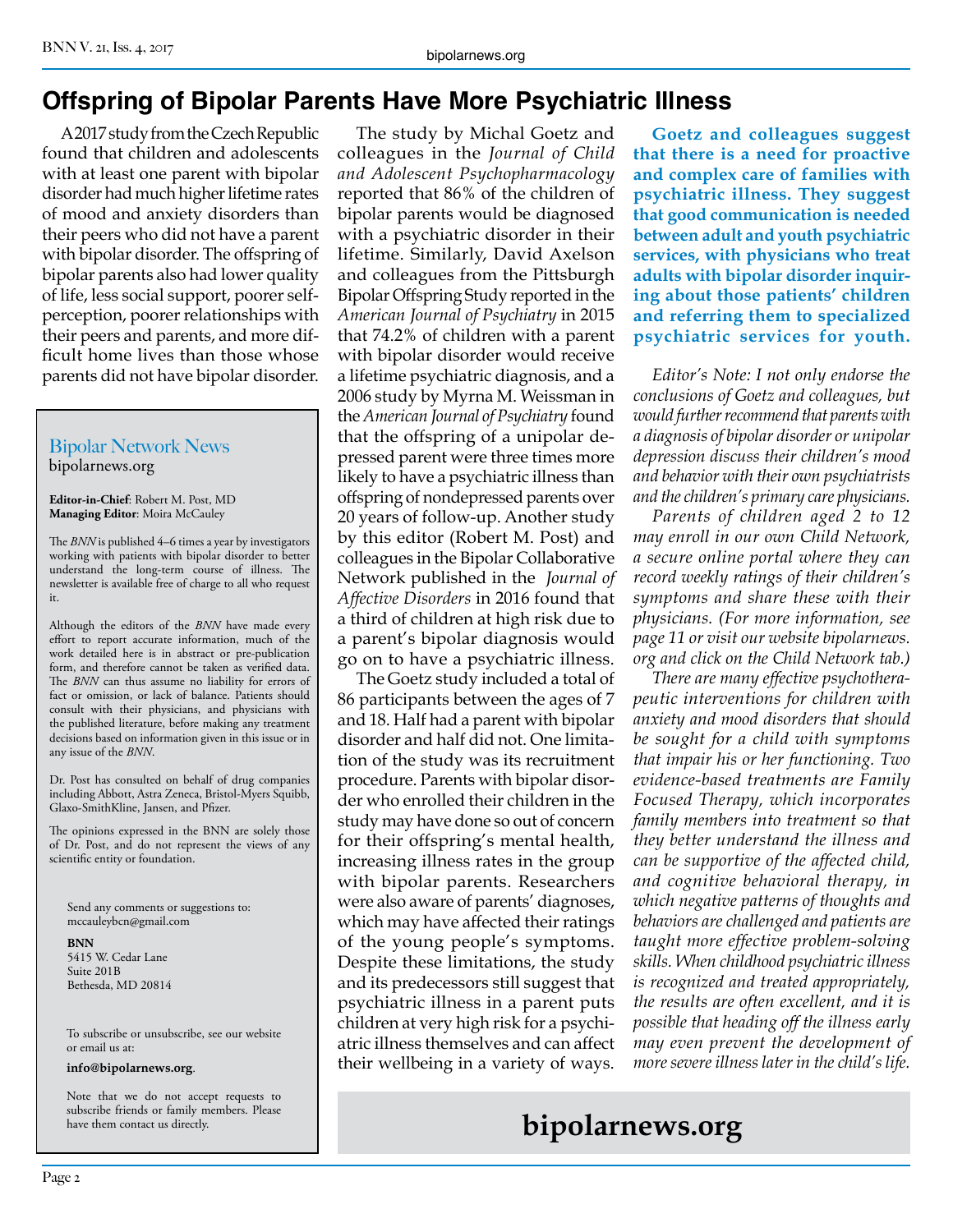# Offspring of Bipolar Parents Have More Psychiatric Illness

A 2017 study from the Czech Republic found that children and adolescents with at least one parent with bipolar disorder had much higher lifetime rates of mood and anxiety disorders than their peers who did not have a parent with bipolar disorder. The offspring of bipolar parents also had lower quality of life, less social support, poorer self-perception, poorer relationships with their peers and parents, and more difficult home lives than those whose parents did not have bipolar disorder.

The study by Michal Goetz and colleagues in the *Journal of Child and Adolescent Psychopharmacology* reported that 86% of the children of bipolar parents would be diagnosed with a psychiatric disorder in their lifetime. Similarly, David Axelson and colleagues from the Pittsburgh Bipolar Offspring Study reported in the *American Journal of Psychiatry* in 2015 that 74.2% of children with a parent with bipolar disorder would receive a lifetime psychiatric diagnosis, and a 2006 study by Myrna M. Weissman in the *American Journal of Psychiatry* found that the offspring of a unipolar depressed parent were three times more likely to have a psychiatric illness than offspring of nondepressed parents over 20 years of follow-up. Another study by this editor (Robert M. Post) and colleagues in the Bipolar Collaborative Network published in the *Journal of Affective Disorders* in 2016 found that a third of children at high risk due to a parent's bipolar diagnosis would go on to have a psychiatric illness.

The Goetz study included a total of 86 participants between the ages of 7 and 18. Half had a parent with bipolar disorder and half did not. One limitation of the study was its recruitment procedure. Parents with bipolar disorder who enrolled their children in the study may have done so out of concern for their offspring's mental health, increasing illness rates in the group with bipolar parents. Researchers were also aware of parents' diagnoses, which may have affected their ratings of the young people's symptoms. Despite these limitations, the study and its predecessors still suggest that psychiatric illness in a parent puts children at very high risk for a psychiatric illness themselves and can affect their wellbeing in a variety of ways.

**Goetz and colleagues suggest that there is a need for proactive and complex care of families with psychiatric illness. They suggest that good communication is needed between adult and youth psychiatric services, with physicians who treat adults with bipolar disorder inquiring about those patients' children and referring them to specialized psychiatric services for youth.**

*Editor's Note: I not only endorse the conclusions of Goetz and colleagues, but would further recommend that parents with a diagnosis of bipolar disorder or unipolar depression discuss their children's mood and behavior with their own psychiatrists and the children's primary care physicians.*

*Parents of children aged 2 to 12 may enroll in our own Child Network, a secure online portal where they can record weekly ratings of their children's symptoms and share these with their physicians. (For more information, see page 11 or visit our website bipolarnews.org and click on the Child Network tab.)*

*There are many effective psychotherapeutic interventions for children with anxiety and mood disorders that should be sought for a child with symptoms that impair his or her functioning. Two evidence-based treatments are Family Focused Therapy, which incorporates family members into treatment so that they better understand the illness and can be supportive of the affected child, and cognitive behavioral therapy, in which negative patterns of thoughts and behaviors are challenged and patients are taught more effective problem-solving skills. When childhood psychiatric illness is recognized and treated appropriately, the results are often excellent, and it is possible that heading off the illness early may even prevent the development of more severe illness later in the child's life.*

---

## Bipolar Network News

bipolarnews.org

**Editor-in-Chief**: Robert M. Post, MD
**Managing Editor**: Moira McCauley

The *BNN* is published 4–6 times a year by investigators working with patients with bipolar disorder to better understand the long-term course of illness. The newsletter is available free of charge to all who request it.

Although the editors of the *BNN* have made every effort to report accurate information, much of the work detailed here is in abstract or pre-publication form, and therefore cannot be taken as verified data. The *BNN* can thus assume no liability for errors of fact or omission, or lack of balance. Patients should consult with their physicians, and physicians with the published literature, before making any treatment decisions based on information given in this issue or in any issue of the *BNN*.

Dr. Post has consulted on behalf of drug companies including Abbott, Astra Zeneca, Bristol-Myers Squibb, Glaxo-SmithKline, Jansen, and Pfizer.

The opinions expressed in the BNN are solely those of Dr. Post, and do not represent the views of any scientific entity or foundation.

Send any comments or suggestions to:
mccauleybcn@gmail.com

**BNN**
5415 W. Cedar Lane
Suite 201B
Bethesda, MD 20814

To subscribe or unsubscribe, see our website or email us at:

**info@bipolarnews.org**.

Note that we do not accept requests to subscribe friends or family members. Please have them contact us directly.

---

**bipolarnews.org**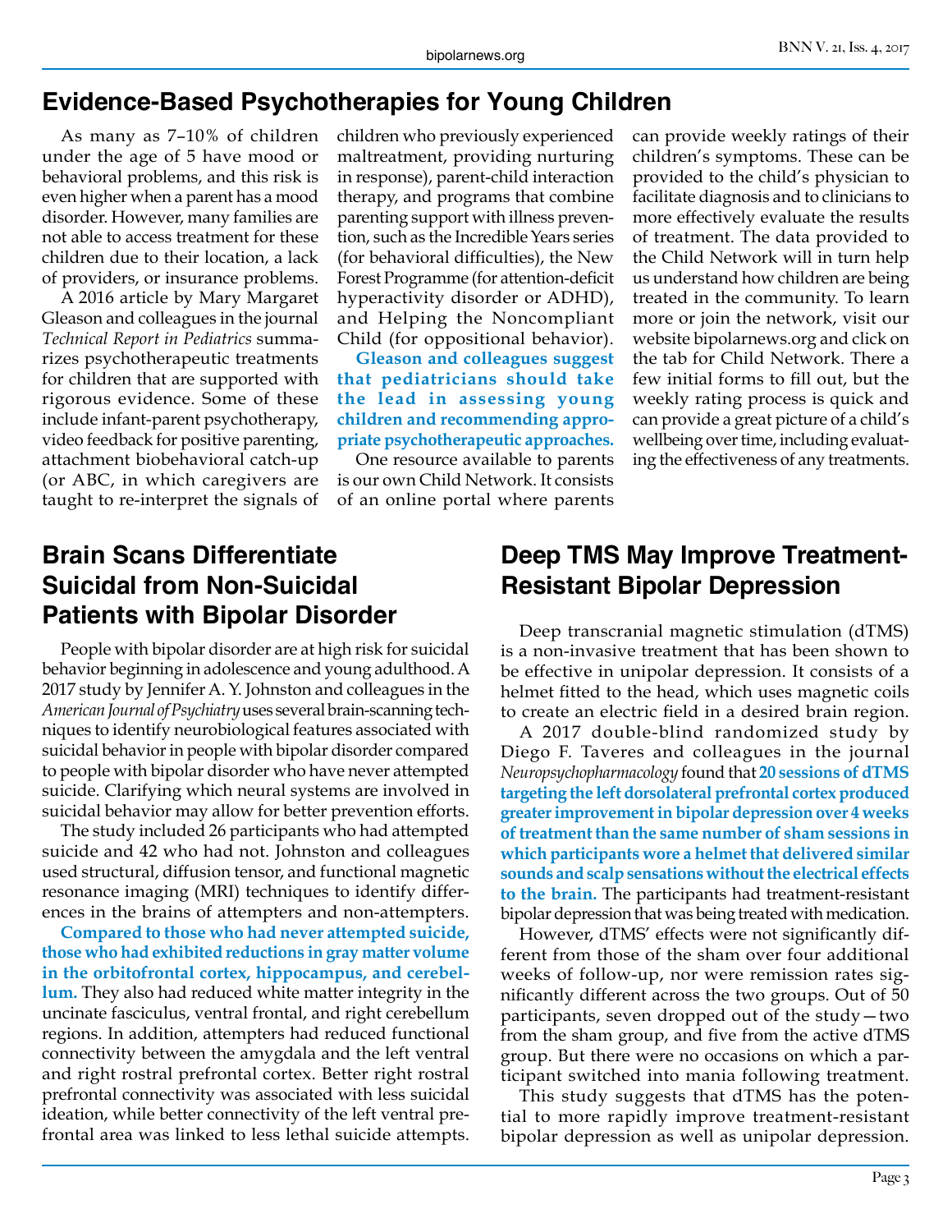## Evidence-Based Psychotherapies for Young Children

As many as 7–10% of children under the age of 5 have mood or behavioral problems, and this risk is even higher when a parent has a mood disorder. However, many families are not able to access treatment for these children due to their location, a lack of providers, or insurance problems.

A 2016 article by Mary Margaret Gleason and colleagues in the journal *Technical Report in Pediatrics* summarizes psychotherapeutic treatments for children that are supported with rigorous evidence. Some of these include infant-parent psychotherapy, video feedback for positive parenting, attachment biobehavioral catch-up (or ABC, in which caregivers are taught to re-interpret the signals of children who previously experienced maltreatment, providing nurturing in response), parent-child interaction therapy, and programs that combine parenting support with illness prevention, such as the Incredible Years series (for behavioral difficulties), the New Forest Programme (for attention-deficit hyperactivity disorder or ADHD), and Helping the Noncompliant Child (for oppositional behavior).

**Gleason and colleagues suggest that pediatricians should take the lead in assessing young children and recommending appropriate psychotherapeutic approaches.**

One resource available to parents is our own Child Network. It consists of an online portal where parents can provide weekly ratings of their children's symptoms. These can be provided to the child's physician to facilitate diagnosis and to clinicians to more effectively evaluate the results of treatment. The data provided to the Child Network will in turn help us understand how children are being treated in the community. To learn more or join the network, visit our website bipolarnews.org and click on the tab for Child Network. There a few initial forms to fill out, but the weekly rating process is quick and can provide a great picture of a child's wellbeing over time, including evaluating the effectiveness of any treatments.

## Brain Scans Differentiate Suicidal from Non-Suicidal Patients with Bipolar Disorder

People with bipolar disorder are at high risk for suicidal behavior beginning in adolescence and young adulthood. A 2017 study by Jennifer A. Y. Johnston and colleagues in the *American Journal of Psychiatry* uses several brain-scanning techniques to identify neurobiological features associated with suicidal behavior in people with bipolar disorder compared to people with bipolar disorder who have never attempted suicide. Clarifying which neural systems are involved in suicidal behavior may allow for better prevention efforts.

The study included 26 participants who had attempted suicide and 42 who had not. Johnston and colleagues used structural, diffusion tensor, and functional magnetic resonance imaging (MRI) techniques to identify differences in the brains of attempters and non-attempters.

**Compared to those who had never attempted suicide, those who had exhibited reductions in gray matter volume in the orbitofrontal cortex, hippocampus, and cerebellum.** They also had reduced white matter integrity in the uncinate fasciculus, ventral frontal, and right cerebellum regions. In addition, attempters had reduced functional connectivity between the amygdala and the left ventral and right rostral prefrontal cortex. Better right rostral prefrontal connectivity was associated with less suicidal ideation, while better connectivity of the left ventral prefrontal area was linked to less lethal suicide attempts.

## Deep TMS May Improve Treatment-Resistant Bipolar Depression

Deep transcranial magnetic stimulation (dTMS) is a non-invasive treatment that has been shown to be effective in unipolar depression. It consists of a helmet fitted to the head, which uses magnetic coils to create an electric field in a desired brain region.

A 2017 double-blind randomized study by Diego F. Taveres and colleagues in the journal *Neuropsychopharmacology* found that **20 sessions of dTMS targeting the left dorsolateral prefrontal cortex produced greater improvement in bipolar depression over 4 weeks of treatment than the same number of sham sessions in which participants wore a helmet that delivered similar sounds and scalp sensations without the electrical effects to the brain.** The participants had treatment-resistant bipolar depression that was being treated with medication.

However, dTMS' effects were not significantly different from those of the sham over four additional weeks of follow-up, nor were remission rates significantly different across the two groups. Out of 50 participants, seven dropped out of the study—two from the sham group, and five from the active dTMS group. But there were no occasions on which a participant switched into mania following treatment.

This study suggests that dTMS has the potential to more rapidly improve treatment-resistant bipolar depression as well as unipolar depression.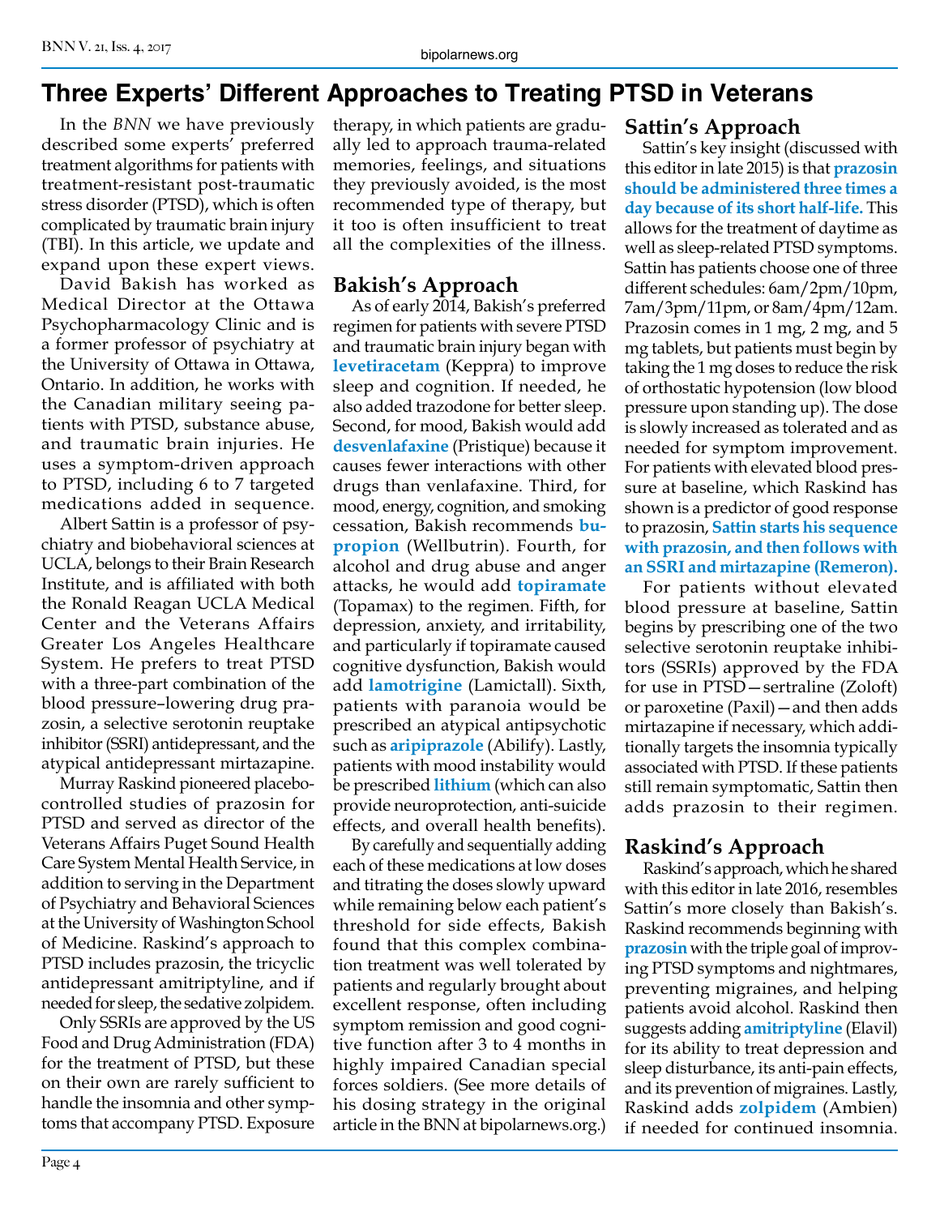# Three Experts' Different Approaches to Treating PTSD in Veterans

In the *BNN* we have previously described some experts' preferred treatment algorithms for patients with treatment-resistant post-traumatic stress disorder (PTSD), which is often complicated by traumatic brain injury (TBI). In this article, we update and expand upon these expert views.

David Bakish has worked as Medical Director at the Ottawa Psychopharmacology Clinic and is a former professor of psychiatry at the University of Ottawa in Ottawa, Ontario. In addition, he works with the Canadian military seeing patients with PTSD, substance abuse, and traumatic brain injuries. He uses a symptom-driven approach to PTSD, including 6 to 7 targeted medications added in sequence.

Albert Sattin is a professor of psychiatry and biobehavioral sciences at UCLA, belongs to their Brain Research Institute, and is affiliated with both the Ronald Reagan UCLA Medical Center and the Veterans Affairs Greater Los Angeles Healthcare System. He prefers to treat PTSD with a three-part combination of the blood pressure–lowering drug prazosin, a selective serotonin reuptake inhibitor (SSRI) antidepressant, and the atypical antidepressant mirtazapine.

Murray Raskind pioneered placebo-controlled studies of prazosin for PTSD and served as director of the Veterans Affairs Puget Sound Health Care System Mental Health Service, in addition to serving in the Department of Psychiatry and Behavioral Sciences at the University of Washington School of Medicine. Raskind's approach to PTSD includes prazosin, the tricyclic antidepressant amitriptyline, and if needed for sleep, the sedative zolpidem.

Only SSRIs are approved by the US Food and Drug Administration (FDA) for the treatment of PTSD, but these on their own are rarely sufficient to handle the insomnia and other symptoms that accompany PTSD. Exposure therapy, in which patients are gradually led to approach trauma-related memories, feelings, and situations they previously avoided, is the most recommended type of therapy, but it too is often insufficient to treat all the complexities of the illness.

## Bakish's Approach

As of early 2014, Bakish's preferred regimen for patients with severe PTSD and traumatic brain injury began with **levetiracetam** (Keppra) to improve sleep and cognition. If needed, he also added trazodone for better sleep. Second, for mood, Bakish would add **desvenlafaxine** (Pristique) because it causes fewer interactions with other drugs than venlafaxine. Third, for mood, energy, cognition, and smoking cessation, Bakish recommends **bupropion** (Wellbutrin). Fourth, for alcohol and drug abuse and anger attacks, he would add **topiramate** (Topamax) to the regimen. Fifth, for depression, anxiety, and irritability, and particularly if topiramate caused cognitive dysfunction, Bakish would add **lamotrigine** (Lamictall). Sixth, patients with paranoia would be prescribed an atypical antipsychotic such as **aripiprazole** (Abilify). Lastly, patients with mood instability would be prescribed **lithium** (which can also provide neuroprotection, anti-suicide effects, and overall health benefits).

By carefully and sequentially adding each of these medications at low doses and titrating the doses slowly upward while remaining below each patient's threshold for side effects, Bakish found that this complex combination treatment was well tolerated by patients and regularly brought about excellent response, often including symptom remission and good cognitive function after 3 to 4 months in highly impaired Canadian special forces soldiers. (See more details of his dosing strategy in the original article in the BNN at bipolarnews.org.)

## Sattin's Approach

Sattin's key insight (discussed with this editor in late 2015) is that **prazosin should be administered three times a day because of its short half-life.** This allows for the treatment of daytime as well as sleep-related PTSD symptoms. Sattin has patients choose one of three different schedules: 6am/2pm/10pm, 7am/3pm/11pm, or 8am/4pm/12am. Prazosin comes in 1 mg, 2 mg, and 5 mg tablets, but patients must begin by taking the 1 mg doses to reduce the risk of orthostatic hypotension (low blood pressure upon standing up). The dose is slowly increased as tolerated and as needed for symptom improvement. For patients with elevated blood pressure at baseline, which Raskind has shown is a predictor of good response to prazosin, **Sattin starts his sequence with prazosin, and then follows with an SSRI and mirtazapine (Remeron).**

For patients without elevated blood pressure at baseline, Sattin begins by prescribing one of the two selective serotonin reuptake inhibitors (SSRIs) approved by the FDA for use in PTSD—sertraline (Zoloft) or paroxetine (Paxil)—and then adds mirtazapine if necessary, which additionally targets the insomnia typically associated with PTSD. If these patients still remain symptomatic, Sattin then adds prazosin to their regimen.

## Raskind's Approach

Raskind's approach, which he shared with this editor in late 2016, resembles Sattin's more closely than Bakish's. Raskind recommends beginning with **prazosin** with the triple goal of improving PTSD symptoms and nightmares, preventing migraines, and helping patients avoid alcohol. Raskind then suggests adding **amitriptyline** (Elavil) for its ability to treat depression and sleep disturbance, its anti-pain effects, and its prevention of migraines. Lastly, Raskind adds **zolpidem** (Ambien) if needed for continued insomnia.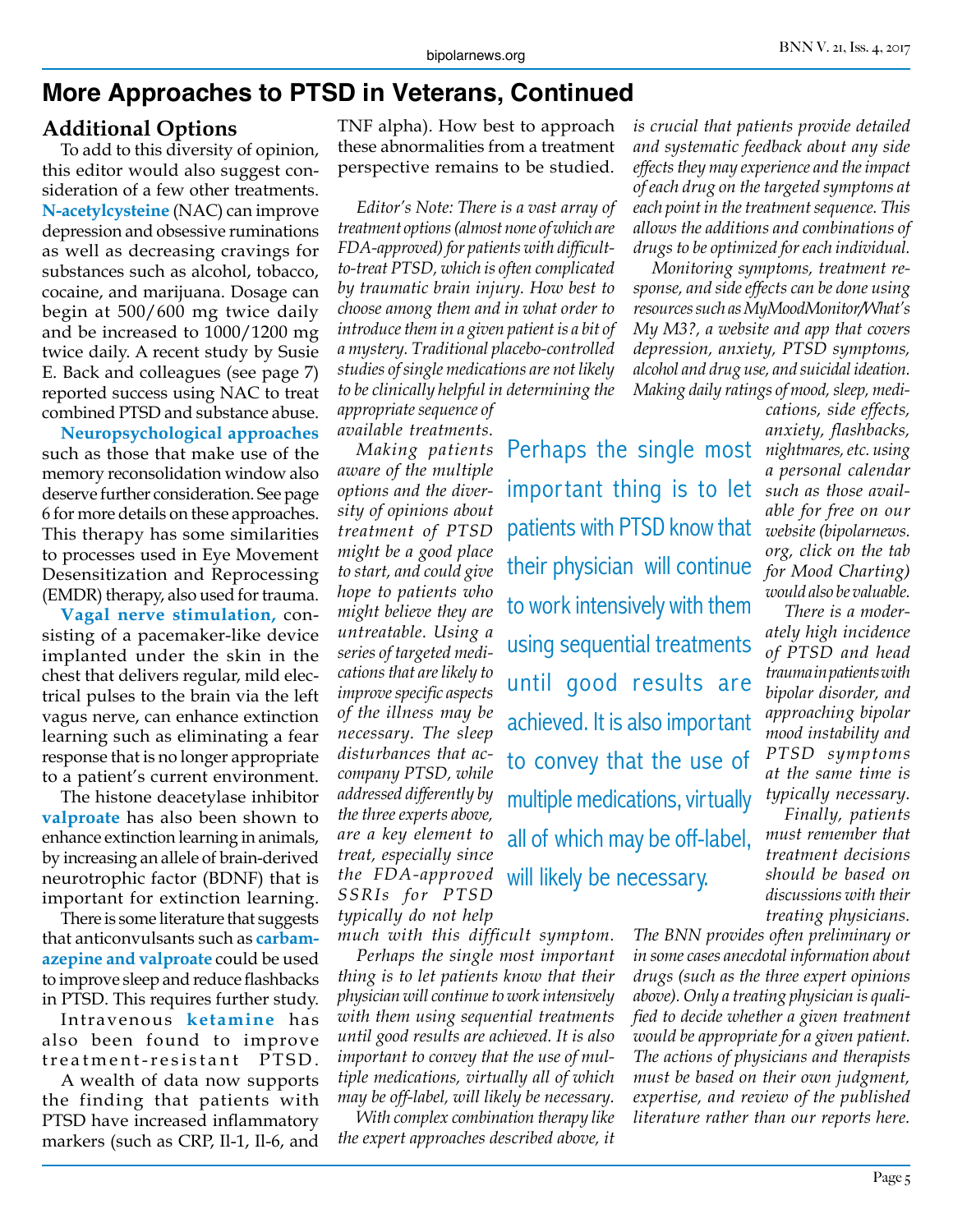# More Approaches to PTSD in Veterans, Continued

## Additional Options

To add to this diversity of opinion, this editor would also suggest consideration of a few other treatments. **N-acetylcysteine** (NAC) can improve depression and obsessive ruminations as well as decreasing cravings for substances such as alcohol, tobacco, cocaine, and marijuana. Dosage can begin at 500/600 mg twice daily and be increased to 1000/1200 mg twice daily. A recent study by Susie E. Back and colleagues (see page 7) reported success using NAC to treat combined PTSD and substance abuse.

**Neuropsychological approaches** such as those that make use of the memory reconsolidation window also deserve further consideration. See page 6 for more details on these approaches. This therapy has some similarities to processes used in Eye Movement Desensitization and Reprocessing (EMDR) therapy, also used for trauma.

**Vagal nerve stimulation,** consisting of a pacemaker-like device implanted under the skin in the chest that delivers regular, mild electrical pulses to the brain via the left vagus nerve, can enhance extinction learning such as eliminating a fear response that is no longer appropriate to a patient's current environment.

The histone deacetylase inhibitor **valproate** has also been shown to enhance extinction learning in animals, by increasing an allele of brain-derived neurotrophic factor (BDNF) that is important for extinction learning.

There is some literature that suggests that anticonvulsants such as **carbamazepine and valproate** could be used to improve sleep and reduce flashbacks in PTSD. This requires further study.

Intravenous **ketamine** has also been found to improve treatment-resistant PTSD.

A wealth of data now supports the finding that patients with PTSD have increased inflammatory markers (such as CRP, Il-1, Il-6, and TNF alpha). How best to approach these abnormalities from a treatment perspective remains to be studied.

*Editor's Note: There is a vast array of treatment options (almost none of which are FDA-approved) for patients with difficult-to-treat PTSD, which is often complicated by traumatic brain injury. How best to choose among them and in what order to introduce them in a given patient is a bit of a mystery. Traditional placebo-controlled studies of single medications are not likely to be clinically helpful in determining the appropriate sequence of available treatments.*

*Making patients aware of the multiple options and the diversity of opinions about treatment of PTSD might be a good place to start, and could give hope to patients who might believe they are untreatable. Using a series of targeted medications that are likely to improve specific aspects of the illness may be necessary. The sleep disturbances that accompany PTSD, while addressed differently by the three experts above, are a key element to treat, especially since the FDA-approved SSRIs for PTSD typically do not help much with this difficult symptom.*

*Perhaps the single most important thing is to let patients know that their physician will continue to work intensively with them using sequential treatments until good results are achieved. It is also important to convey that the use of multiple medications, virtually all of which may be off-label, will likely be necessary.*

*With complex combination therapy like the expert approaches described above, it is crucial that patients provide detailed and systematic feedback about any side effects they may experience and the impact of each drug on the targeted symptoms at each point in the treatment sequence. This allows the additions and combinations of drugs to be optimized for each individual.*

*Monitoring symptoms, treatment response, and side effects can be done using resources such as MyMoodMonitor/What's My M3?, a website and app that covers depression, anxiety, PTSD symptoms, alcohol and drug use, and suicidal ideation. Making daily ratings of mood, sleep, medications, side effects, anxiety, flashbacks, nightmares, etc. using a personal calendar such as those available for free on our website (bipolarnews.org, click on the tab for Mood Charting) would also be valuable.*

*There is a moderately high incidence of PTSD and head trauma in patients with bipolar disorder, and approaching bipolar mood instability and PTSD symptoms at the same time is typically necessary.*

*Finally, patients must remember that treatment decisions should be based on discussions with their treating physicians.*

> Perhaps the single most important thing is to let patients with PTSD know that their physician will continue to work intensively with them using sequential treatments until good results are achieved. It is also important to convey that the use of multiple medications, virtually all of which may be off-label, will likely be necessary.

*The BNN provides often preliminary or in some cases anecdotal information about drugs (such as the three expert opinions above). Only a treating physician is qualified to decide whether a given treatment would be appropriate for a given patient. The actions of physicians and therapists must be based on their own judgment, expertise, and review of the published literature rather than our reports here.*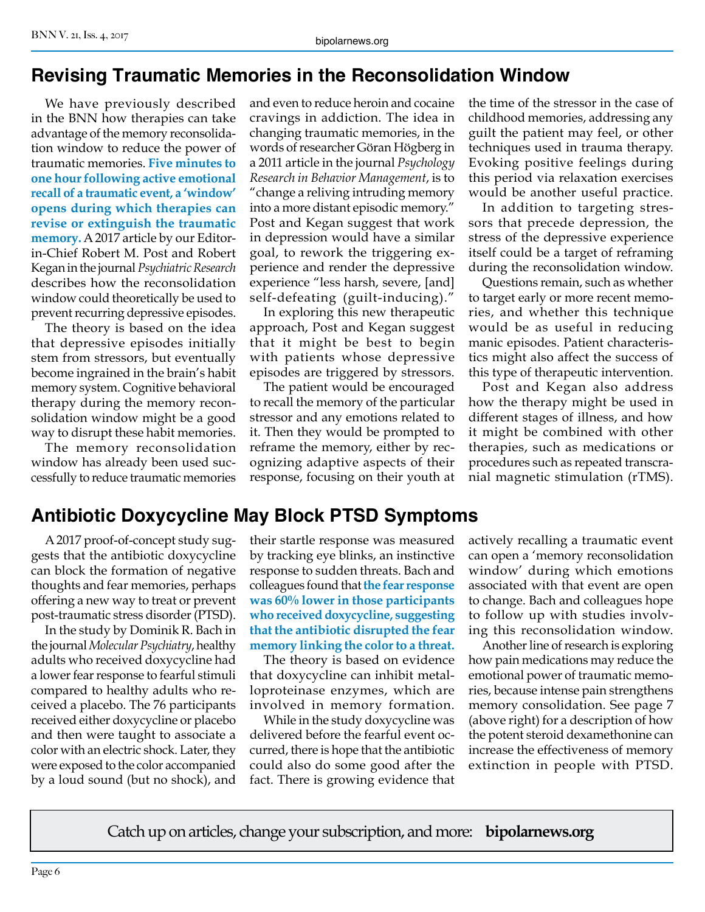## Revising Traumatic Memories in the Reconsolidation Window

We have previously described in the BNN how therapies can take advantage of the memory reconsolidation window to reduce the power of traumatic memories. **Five minutes to one hour following active emotional recall of a traumatic event, a 'window' opens during which therapies can revise or extinguish the traumatic memory.** A 2017 article by our Editor-in-Chief Robert M. Post and Robert Kegan in the journal *Psychiatric Research* describes how the reconsolidation window could theoretically be used to prevent recurring depressive episodes.

The theory is based on the idea that depressive episodes initially stem from stressors, but eventually become ingrained in the brain's habit memory system. Cognitive behavioral therapy during the memory reconsolidation window might be a good way to disrupt these habit memories.

The memory reconsolidation window has already been used successfully to reduce traumatic memories and even to reduce heroin and cocaine cravings in addiction. The idea in changing traumatic memories, in the words of researcher Göran Högberg in a 2011 article in the journal *Psychology Research in Behavior Management*, is to "change a reliving intruding memory into a more distant episodic memory." Post and Kegan suggest that work in depression would have a similar goal, to rework the triggering experience and render the depressive experience "less harsh, severe, [and] self-defeating (guilt-inducing)."

In exploring this new therapeutic approach, Post and Kegan suggest that it might be best to begin with patients whose depressive episodes are triggered by stressors.

The patient would be encouraged to recall the memory of the particular stressor and any emotions related to it. Then they would be prompted to reframe the memory, either by recognizing adaptive aspects of their response, focusing on their youth at the time of the stressor in the case of childhood memories, addressing any guilt the patient may feel, or other techniques used in trauma therapy. Evoking positive feelings during this period via relaxation exercises would be another useful practice.

In addition to targeting stressors that precede depression, the stress of the depressive experience itself could be a target of reframing during the reconsolidation window.

Questions remain, such as whether to target early or more recent memories, and whether this technique would be as useful in reducing manic episodes. Patient characteristics might also affect the success of this type of therapeutic intervention.

Post and Kegan also address how the therapy might be used in different stages of illness, and how it might be combined with other therapies, such as medications or procedures such as repeated transcranial magnetic stimulation (rTMS).

## Antibiotic Doxycycline May Block PTSD Symptoms

A 2017 proof-of-concept study suggests that the antibiotic doxycycline can block the formation of negative thoughts and fear memories, perhaps offering a new way to treat or prevent post-traumatic stress disorder (PTSD).

In the study by Dominik R. Bach in the journal *Molecular Psychiatry*, healthy adults who received doxycycline had a lower fear response to fearful stimuli compared to healthy adults who received a placebo. The 76 participants received either doxycycline or placebo and then were taught to associate a color with an electric shock. Later, they were exposed to the color accompanied by a loud sound (but no shock), and their startle response was measured by tracking eye blinks, an instinctive response to sudden threats. Bach and colleagues found that **the fear response was 60% lower in those participants who received doxycycline, suggesting that the antibiotic disrupted the fear memory linking the color to a threat.**

The theory is based on evidence that doxycycline can inhibit metalloproteinase enzymes, which are involved in memory formation.

While in the study doxycycline was delivered before the fearful event occurred, there is hope that the antibiotic could also do some good after the fact. There is growing evidence that actively recalling a traumatic event can open a 'memory reconsolidation window' during which emotions associated with that event are open to change. Bach and colleagues hope to follow up with studies involving this reconsolidation window.

Another line of research is exploring how pain medications may reduce the emotional power of traumatic memories, because intense pain strengthens memory consolidation. See page 7 (above right) for a description of how the potent steroid dexamethonine can increase the effectiveness of memory extinction in people with PTSD.

Catch up on articles, change your subscription, and more: **bipolarnews.org**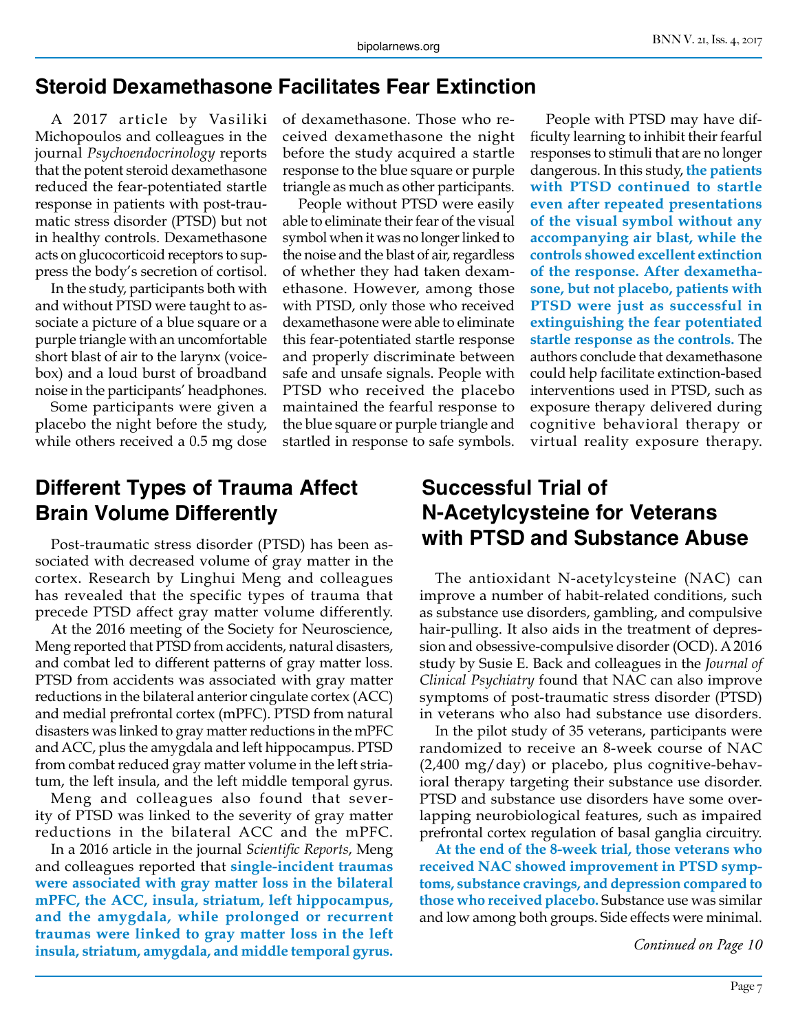## Steroid Dexamethasone Facilitates Fear Extinction

A 2017 article by Vasiliki Michopoulos and colleagues in the journal *Psychoendocrinology* reports that the potent steroid dexamethasone reduced the fear-potentiated startle response in patients with post-traumatic stress disorder (PTSD) but not in healthy controls. Dexamethasone acts on glucocorticoid receptors to suppress the body's secretion of cortisol.

In the study, participants both with and without PTSD were taught to associate a picture of a blue square or a purple triangle with an uncomfortable short blast of air to the larynx (voicebox) and a loud burst of broadband noise in the participants' headphones.

Some participants were given a placebo the night before the study, while others received a 0.5 mg dose of dexamethasone. Those who received dexamethasone the night before the study acquired a startle response to the blue square or purple triangle as much as other participants.

People without PTSD were easily able to eliminate their fear of the visual symbol when it was no longer linked to the noise and the blast of air, regardless of whether they had taken dexamethasone. However, among those with PTSD, only those who received dexamethasone were able to eliminate this fear-potentiated startle response and properly discriminate between safe and unsafe signals. People with PTSD who received the placebo maintained the fearful response to the blue square or purple triangle and startled in response to safe symbols.

People with PTSD may have difficulty learning to inhibit their fearful responses to stimuli that are no longer dangerous. In this study, **the patients with PTSD continued to startle even after repeated presentations of the visual symbol without any accompanying air blast, while the controls showed excellent extinction of the response. After dexamethasone, but not placebo, patients with PTSD were just as successful in extinguishing the fear potentiated startle response as the controls.** The authors conclude that dexamethasone could help facilitate extinction-based interventions used in PTSD, such as exposure therapy delivered during cognitive behavioral therapy or virtual reality exposure therapy.

## Different Types of Trauma Affect Brain Volume Differently

Post-traumatic stress disorder (PTSD) has been associated with decreased volume of gray matter in the cortex. Research by Linghui Meng and colleagues has revealed that the specific types of trauma that precede PTSD affect gray matter volume differently.

At the 2016 meeting of the Society for Neuroscience, Meng reported that PTSD from accidents, natural disasters, and combat led to different patterns of gray matter loss. PTSD from accidents was associated with gray matter reductions in the bilateral anterior cingulate cortex (ACC) and medial prefrontal cortex (mPFC). PTSD from natural disasters was linked to gray matter reductions in the mPFC and ACC, plus the amygdala and left hippocampus. PTSD from combat reduced gray matter volume in the left striatum, the left insula, and the left middle temporal gyrus.

Meng and colleagues also found that severity of PTSD was linked to the severity of gray matter reductions in the bilateral ACC and the mPFC.

In a 2016 article in the journal *Scientific Reports*, Meng and colleagues reported that **single-incident traumas were associated with gray matter loss in the bilateral mPFC, the ACC, insula, striatum, left hippocampus, and the amygdala, while prolonged or recurrent traumas were linked to gray matter loss in the left insula, striatum, amygdala, and middle temporal gyrus.**

## Successful Trial of N-Acetylcysteine for Veterans with PTSD and Substance Abuse

The antioxidant N-acetylcysteine (NAC) can improve a number of habit-related conditions, such as substance use disorders, gambling, and compulsive hair-pulling. It also aids in the treatment of depression and obsessive-compulsive disorder (OCD). A 2016 study by Susie E. Back and colleagues in the *Journal of Clinical Psychiatry* found that NAC can also improve symptoms of post-traumatic stress disorder (PTSD) in veterans who also had substance use disorders.

In the pilot study of 35 veterans, participants were randomized to receive an 8-week course of NAC (2,400 mg/day) or placebo, plus cognitive-behavioral therapy targeting their substance use disorder. PTSD and substance use disorders have some overlapping neurobiological features, such as impaired prefrontal cortex regulation of basal ganglia circuitry.

**At the end of the 8-week trial, those veterans who received NAC showed improvement in PTSD symptoms, substance cravings, and depression compared to those who received placebo.** Substance use was similar and low among both groups. Side effects were minimal.

*Continued on Page 10*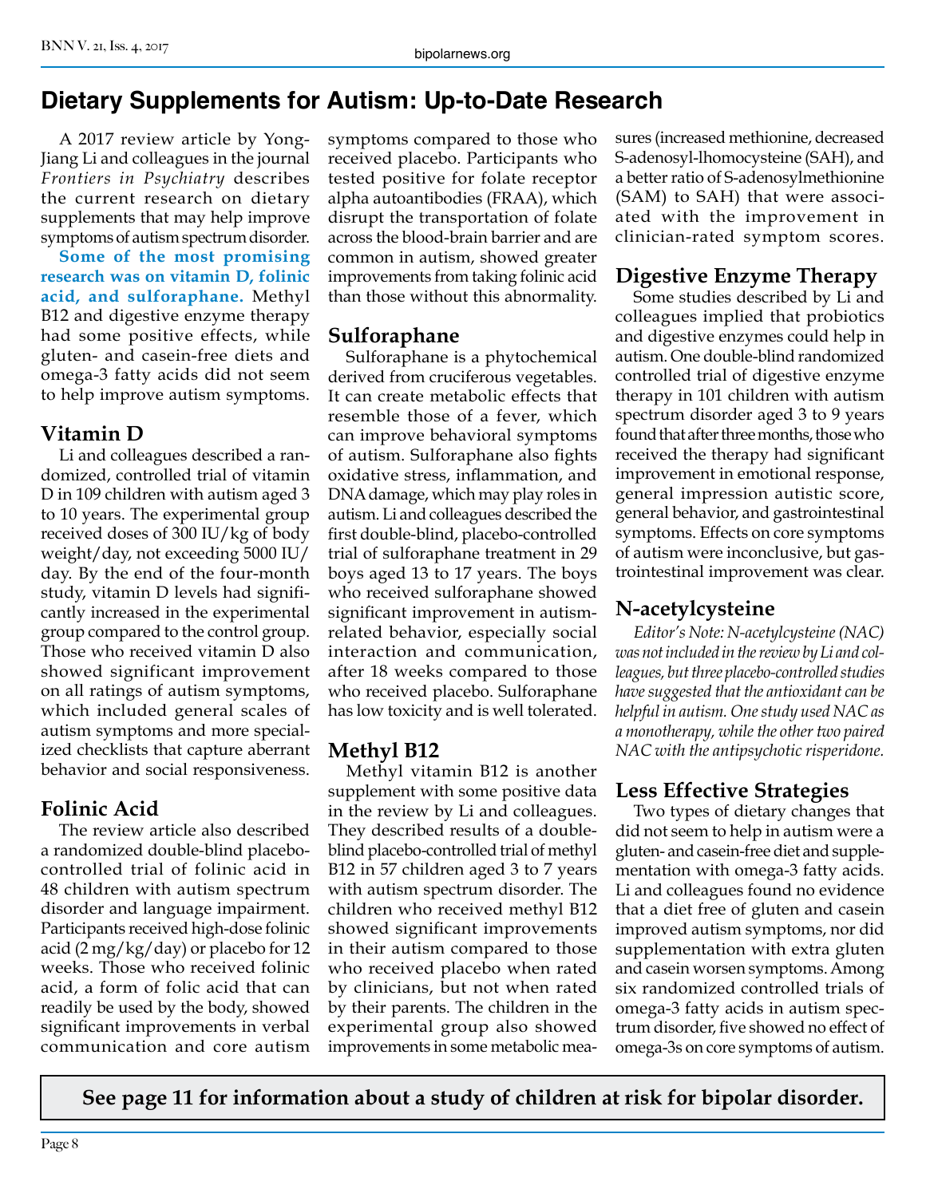# Dietary Supplements for Autism: Up-to-Date Research

A 2017 review article by Yong-Jiang Li and colleagues in the journal *Frontiers in Psychiatry* describes the current research on dietary supplements that may help improve symptoms of autism spectrum disorder.

**Some of the most promising research was on vitamin D, folinic acid, and sulforaphane.** Methyl B12 and digestive enzyme therapy had some positive effects, while gluten- and casein-free diets and omega-3 fatty acids did not seem to help improve autism symptoms.

## Vitamin D

Li and colleagues described a randomized, controlled trial of vitamin D in 109 children with autism aged 3 to 10 years. The experimental group received doses of 300 IU/kg of body weight/day, not exceeding 5000 IU/day. By the end of the four-month study, vitamin D levels had significantly increased in the experimental group compared to the control group. Those who received vitamin D also showed significant improvement on all ratings of autism symptoms, which included general scales of autism symptoms and more specialized checklists that capture aberrant behavior and social responsiveness.

## Folinic Acid

The review article also described a randomized double-blind placebo-controlled trial of folinic acid in 48 children with autism spectrum disorder and language impairment. Participants received high-dose folinic acid (2 mg/kg/day) or placebo for 12 weeks. Those who received folinic acid, a form of folic acid that can readily be used by the body, showed significant improvements in verbal communication and core autism symptoms compared to those who received placebo. Participants who tested positive for folate receptor alpha autoantibodies (FRAA), which disrupt the transportation of folate across the blood-brain barrier and are common in autism, showed greater improvements from taking folinic acid than those without this abnormality.

## Sulforaphane

Sulforaphane is a phytochemical derived from cruciferous vegetables. It can create metabolic effects that resemble those of a fever, which can improve behavioral symptoms of autism. Sulforaphane also fights oxidative stress, inflammation, and DNA damage, which may play roles in autism. Li and colleagues described the first double-blind, placebo-controlled trial of sulforaphane treatment in 29 boys aged 13 to 17 years. The boys who received sulforaphane showed significant improvement in autism-related behavior, especially social interaction and communication, after 18 weeks compared to those who received placebo. Sulforaphane has low toxicity and is well tolerated.

## Methyl B12

Methyl vitamin B12 is another supplement with some positive data in the review by Li and colleagues. They described results of a double-blind placebo-controlled trial of methyl B12 in 57 children aged 3 to 7 years with autism spectrum disorder. The children who received methyl B12 showed significant improvements in their autism compared to those who received placebo when rated by clinicians, but not when rated by their parents. The children in the experimental group also showed improvements in some metabolic measures (increased methionine, decreased S-adenosyl-lhomocysteine (SAH), and a better ratio of S-adenosylmethionine (SAM) to SAH) that were associated with the improvement in clinician-rated symptom scores.

## Digestive Enzyme Therapy

Some studies described by Li and colleagues implied that probiotics and digestive enzymes could help in autism. One double-blind randomized controlled trial of digestive enzyme therapy in 101 children with autism spectrum disorder aged 3 to 9 years found that after three months, those who received the therapy had significant improvement in emotional response, general impression autistic score, general behavior, and gastrointestinal symptoms. Effects on core symptoms of autism were inconclusive, but gastrointestinal improvement was clear.

## N-acetylcysteine

*Editor's Note: N-acetylcysteine (NAC) was not included in the review by Li and colleagues, but three placebo-controlled studies have suggested that the antioxidant can be helpful in autism. One study used NAC as a monotherapy, while the other two paired NAC with the antipsychotic risperidone.*

## Less Effective Strategies

Two types of dietary changes that did not seem to help in autism were a gluten- and casein-free diet and supplementation with omega-3 fatty acids. Li and colleagues found no evidence that a diet free of gluten and casein improved autism symptoms, nor did supplementation with extra gluten and casein worsen symptoms. Among six randomized controlled trials of omega-3 fatty acids in autism spectrum disorder, five showed no effect of omega-3s on core symptoms of autism.

**See page 11 for information about a study of children at risk for bipolar disorder.**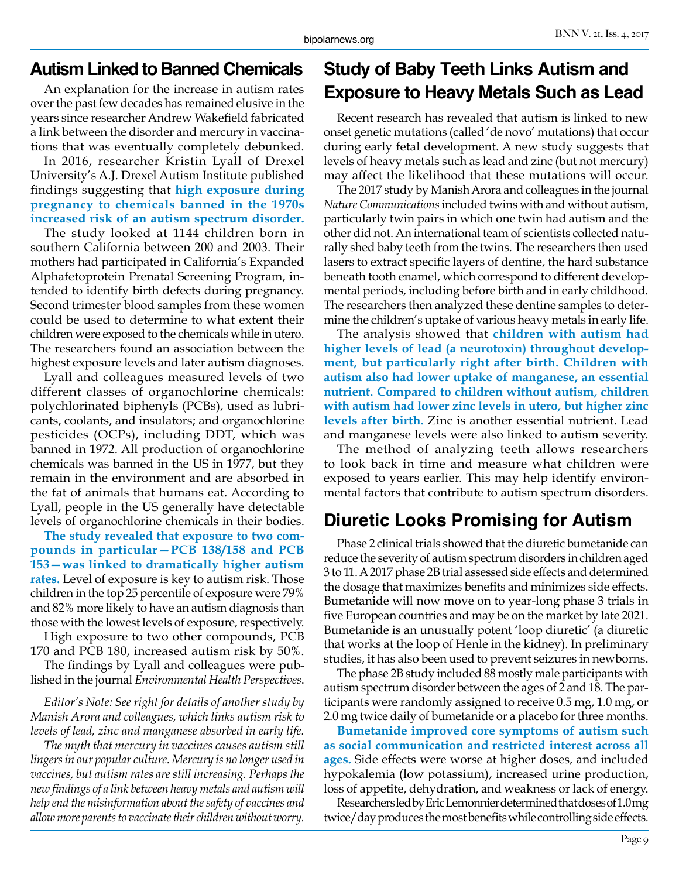## Autism Linked to Banned Chemicals

An explanation for the increase in autism rates over the past few decades has remained elusive in the years since researcher Andrew Wakefield fabricated a link between the disorder and mercury in vaccinations that was eventually completely debunked.

In 2016, researcher Kristin Lyall of Drexel University's A.J. Drexel Autism Institute published findings suggesting that **high exposure during pregnancy to chemicals banned in the 1970s increased risk of an autism spectrum disorder.**

The study looked at 1144 children born in southern California between 200 and 2003. Their mothers had participated in California's Expanded Alphafetoprotein Prenatal Screening Program, intended to identify birth defects during pregnancy. Second trimester blood samples from these women could be used to determine to what extent their children were exposed to the chemicals while in utero. The researchers found an association between the highest exposure levels and later autism diagnoses.

Lyall and colleagues measured levels of two different classes of organochlorine chemicals: polychlorinated biphenyls (PCBs), used as lubricants, coolants, and insulators; and organochlorine pesticides (OCPs), including DDT, which was banned in 1972. All production of organochlorine chemicals was banned in the US in 1977, but they remain in the environment and are absorbed in the fat of animals that humans eat. According to Lyall, people in the US generally have detectable levels of organochlorine chemicals in their bodies.

**The study revealed that exposure to two compounds in particular—PCB 138/158 and PCB 153—was linked to dramatically higher autism rates.** Level of exposure is key to autism risk. Those children in the top 25 percentile of exposure were 79% and 82% more likely to have an autism diagnosis than those with the lowest levels of exposure, respectively.

High exposure to two other compounds, PCB 170 and PCB 180, increased autism risk by 50%.

The findings by Lyall and colleagues were published in the journal *Environmental Health Perspectives*.

*Editor's Note: See right for details of another study by Manish Arora and colleagues, which links autism risk to levels of lead, zinc and manganese absorbed in early life.*

*The myth that mercury in vaccines causes autism still lingers in our popular culture. Mercury is no longer used in vaccines, but autism rates are still increasing. Perhaps the new findings of a link between heavy metals and autism will help end the misinformation about the safety of vaccines and allow more parents to vaccinate their children without worry.*

## Study of Baby Teeth Links Autism and Exposure to Heavy Metals Such as Lead

Recent research has revealed that autism is linked to new onset genetic mutations (called 'de novo' mutations) that occur during early fetal development. A new study suggests that levels of heavy metals such as lead and zinc (but not mercury) may affect the likelihood that these mutations will occur.

The 2017 study by Manish Arora and colleagues in the journal *Nature Communications* included twins with and without autism, particularly twin pairs in which one twin had autism and the other did not. An international team of scientists collected naturally shed baby teeth from the twins. The researchers then used lasers to extract specific layers of dentine, the hard substance beneath tooth enamel, which correspond to different developmental periods, including before birth and in early childhood. The researchers then analyzed these dentine samples to determine the children's uptake of various heavy metals in early life.

The analysis showed that **children with autism had higher levels of lead (a neurotoxin) throughout development, but particularly right after birth. Children with autism also had lower uptake of manganese, an essential nutrient. Compared to children without autism, children with autism had lower zinc levels in utero, but higher zinc levels after birth.** Zinc is another essential nutrient. Lead and manganese levels were also linked to autism severity.

The method of analyzing teeth allows researchers to look back in time and measure what children were exposed to years earlier. This may help identify environmental factors that contribute to autism spectrum disorders.

## Diuretic Looks Promising for Autism

Phase 2 clinical trials showed that the diuretic bumetanide can reduce the severity of autism spectrum disorders in children aged 3 to 11. A 2017 phase 2B trial assessed side effects and determined the dosage that maximizes benefits and minimizes side effects. Bumetanide will now move on to year-long phase 3 trials in five European countries and may be on the market by late 2021. Bumetanide is an unusually potent 'loop diuretic' (a diuretic that works at the loop of Henle in the kidney). In preliminary studies, it has also been used to prevent seizures in newborns.

The phase 2B study included 88 mostly male participants with autism spectrum disorder between the ages of 2 and 18. The participants were randomly assigned to receive 0.5 mg, 1.0 mg, or 2.0 mg twice daily of bumetanide or a placebo for three months.

**Bumetanide improved core symptoms of autism such as social communication and restricted interest across all ages.** Side effects were worse at higher doses, and included hypokalemia (low potassium), increased urine production, loss of appetite, dehydration, and weakness or lack of energy.

Researchers led by Eric Lemonnier determined that doses of 1.0 mg twice/day produces the most benefits while controlling side effects.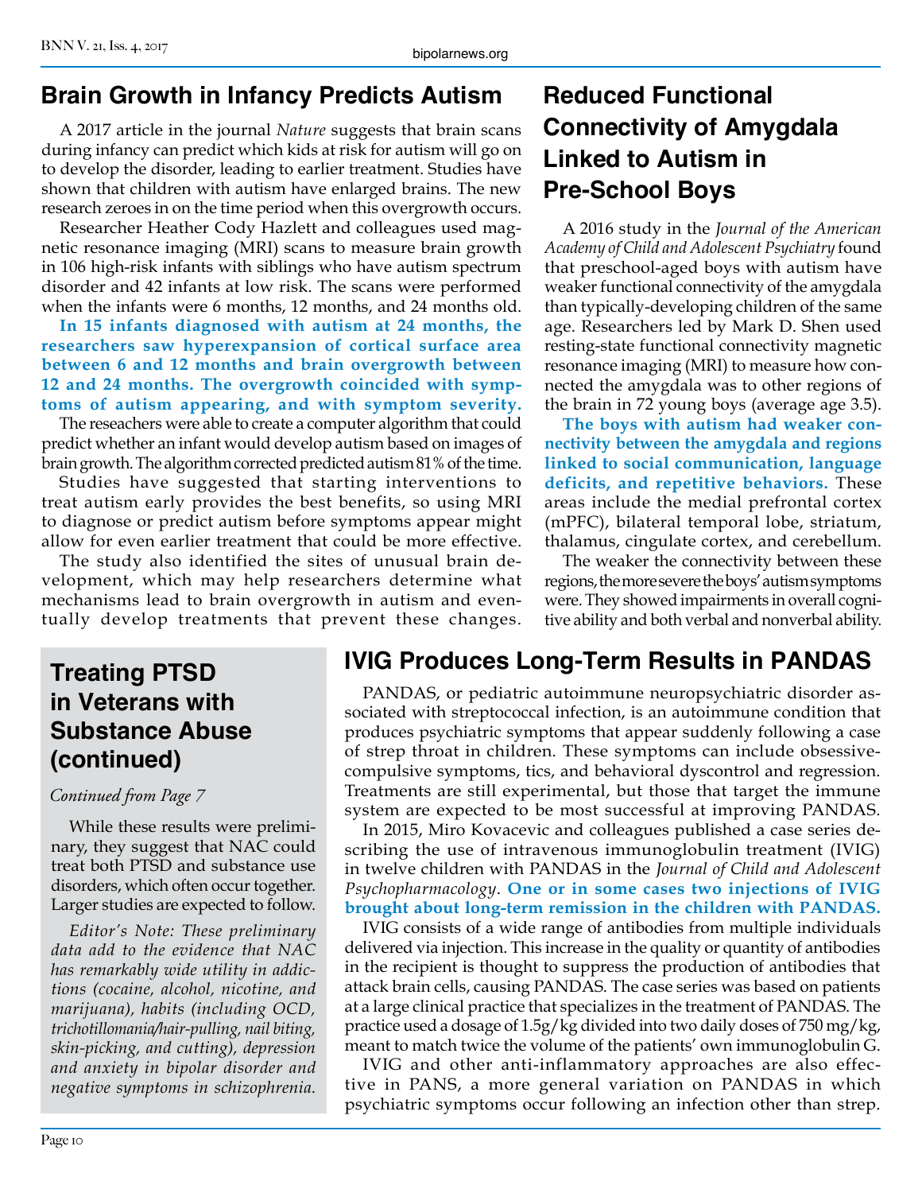## Brain Growth in Infancy Predicts Autism

A 2017 article in the journal *Nature* suggests that brain scans during infancy can predict which kids at risk for autism will go on to develop the disorder, leading to earlier treatment. Studies have shown that children with autism have enlarged brains. The new research zeroes in on the time period when this overgrowth occurs.

Researcher Heather Cody Hazlett and colleagues used magnetic resonance imaging (MRI) scans to measure brain growth in 106 high-risk infants with siblings who have autism spectrum disorder and 42 infants at low risk. The scans were performed when the infants were 6 months, 12 months, and 24 months old.

**In 15 infants diagnosed with autism at 24 months, the researchers saw hyperexpansion of cortical surface area between 6 and 12 months and brain overgrowth between 12 and 24 months. The overgrowth coincided with symptoms of autism appearing, and with symptom severity.**

The reseachers were able to create a computer algorithm that could predict whether an infant would develop autism based on images of brain growth. The algorithm corrected predicted autism 81% of the time.

Studies have suggested that starting interventions to treat autism early provides the best benefits, so using MRI to diagnose or predict autism before symptoms appear might allow for even earlier treatment that could be more effective.

The study also identified the sites of unusual brain development, which may help researchers determine what mechanisms lead to brain overgrowth in autism and eventually develop treatments that prevent these changes.

## Reduced Functional Connectivity of Amygdala Linked to Autism in Pre-School Boys

A 2016 study in the *Journal of the American Academy of Child and Adolescent Psychiatry* found that preschool-aged boys with autism have weaker functional connectivity of the amygdala than typically-developing children of the same age. Researchers led by Mark D. Shen used resting-state functional connectivity magnetic resonance imaging (MRI) to measure how connected the amygdala was to other regions of the brain in 72 young boys (average age 3.5).

**The boys with autism had weaker connectivity between the amygdala and regions linked to social communication, language deficits, and repetitive behaviors.** These areas include the medial prefrontal cortex (mPFC), bilateral temporal lobe, striatum, thalamus, cingulate cortex, and cerebellum.

The weaker the connectivity between these regions, the more severe the boys' autism symptoms were. They showed impairments in overall cognitive ability and both verbal and nonverbal ability.

## Treating PTSD in Veterans with Substance Abuse (continued)

*Continued from Page 7*

While these results were preliminary, they suggest that NAC could treat both PTSD and substance use disorders, which often occur together. Larger studies are expected to follow.

*Editor's Note: These preliminary data add to the evidence that NAC has remarkably wide utility in addictions (cocaine, alcohol, nicotine, and marijuana), habits (including OCD, trichotillomania/hair-pulling, nail biting, skin-picking, and cutting), depression and anxiety in bipolar disorder and negative symptoms in schizophrenia.*

## IVIG Produces Long-Term Results in PANDAS

PANDAS, or pediatric autoimmune neuropsychiatric disorder associated with streptococcal infection, is an autoimmune condition that produces psychiatric symptoms that appear suddenly following a case of strep throat in children. These symptoms can include obsessive-compulsive symptoms, tics, and behavioral dyscontrol and regression. Treatments are still experimental, but those that target the immune system are expected to be most successful at improving PANDAS.

In 2015, Miro Kovacevic and colleagues published a case series describing the use of intravenous immunoglobulin treatment (IVIG) in twelve children with PANDAS in the *Journal of Child and Adolescent Psychopharmacology*. **One or in some cases two injections of IVIG brought about long-term remission in the children with PANDAS.**

IVIG consists of a wide range of antibodies from multiple individuals delivered via injection. This increase in the quality or quantity of antibodies in the recipient is thought to suppress the production of antibodies that attack brain cells, causing PANDAS. The case series was based on patients at a large clinical practice that specializes in the treatment of PANDAS. The practice used a dosage of 1.5g/kg divided into two daily doses of 750 mg/kg, meant to match twice the volume of the patients' own immunoglobulin G.

IVIG and other anti-inflammatory approaches are also effective in PANS, a more general variation on PANDAS in which psychiatric symptoms occur following an infection other than strep.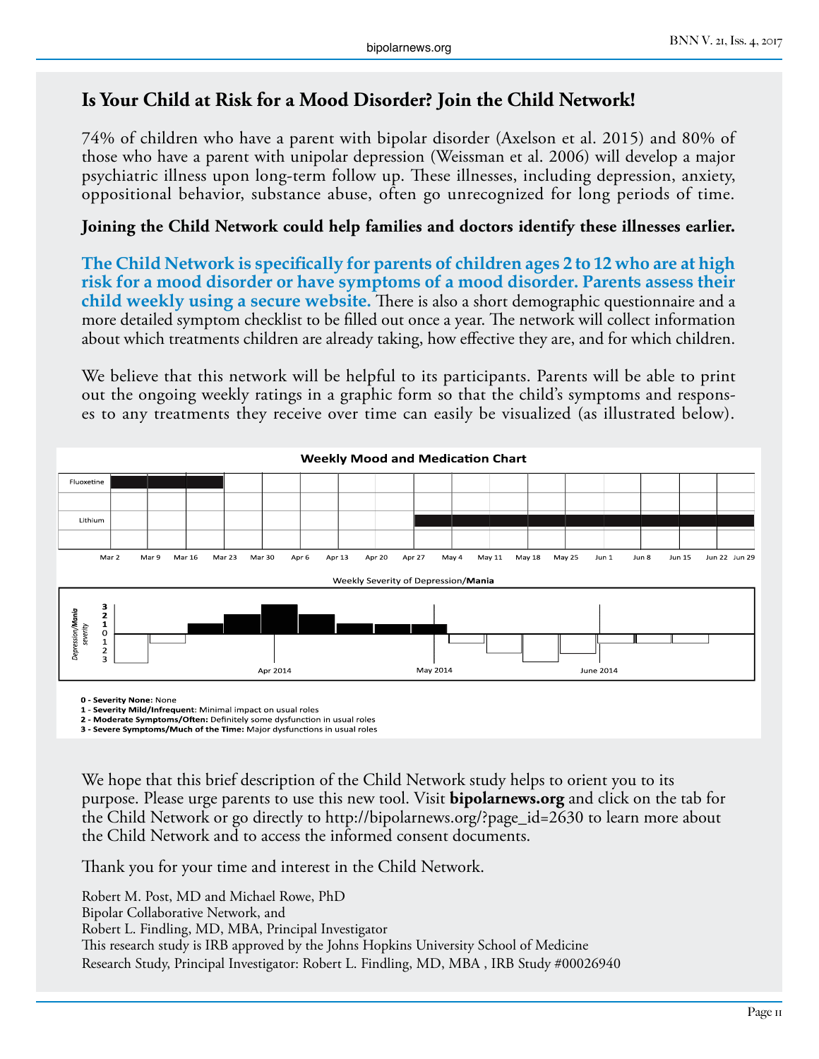## Is Your Child at Risk for a Mood Disorder? Join the Child Network!

74% of children who have a parent with bipolar disorder (Axelson et al. 2015) and 80% of those who have a parent with unipolar depression (Weissman et al. 2006) will develop a major psychiatric illness upon long-term follow up. These illnesses, including depression, anxiety, oppositional behavior, substance abuse, often go unrecognized for long periods of time.

**Joining the Child Network could help families and doctors identify these illnesses earlier.**

**The Child Network is specifically for parents of children ages 2 to 12 who are at high risk for a mood disorder or have symptoms of a mood disorder. Parents assess their child weekly using a secure website.** There is also a short demographic questionnaire and a more detailed symptom checklist to be filled out once a year. The network will collect information about which treatments children are already taking, how effective they are, and for which children.

We believe that this network will be helpful to its participants. Parents will be able to print out the ongoing weekly ratings in a graphic form so that the child's symptoms and responses to any treatments they receive over time can easily be visualized (as illustrated below).

**Weekly Mood and Medication Chart**

Fluoxetine | Lithium

Mar 2, Mar 9, Mar 16, Mar 23, Mar 30, Apr 6, Apr 13, Apr 20, Apr 27, May 4, May 11, May 18, May 25, Jun 1, Jun 8, Jun 15, Jun 22, Jun 29

Weekly Severity of Depression/**Mania**

*Depression/**Mania** severity*: 3, 2, 1, 0, 1, 2, 3

Apr 2014 | May 2014 | June 2014

**0 - Severity None:** None
**1 - Severity Mild/Infrequent**: Minimal impact on usual roles
**2 - Moderate Symptoms/Often:** Definitely some dysfunction in usual roles
**3 - Severe Symptoms/Much of the Time:** Major dysfunctions in usual roles

We hope that this brief description of the Child Network study helps to orient you to its purpose. Please urge parents to use this new tool. Visit **bipolarnews.org** and click on the tab for the Child Network or go directly to http://bipolarnews.org/?page_id=2630 to learn more about the Child Network and to access the informed consent documents.

Thank you for your time and interest in the Child Network.

Robert M. Post, MD and Michael Rowe, PhD
Bipolar Collaborative Network, and
Robert L. Findling, MD, MBA, Principal Investigator
This research study is IRB approved by the Johns Hopkins University School of Medicine
Research Study, Principal Investigator: Robert L. Findling, MD, MBA , IRB Study #00026940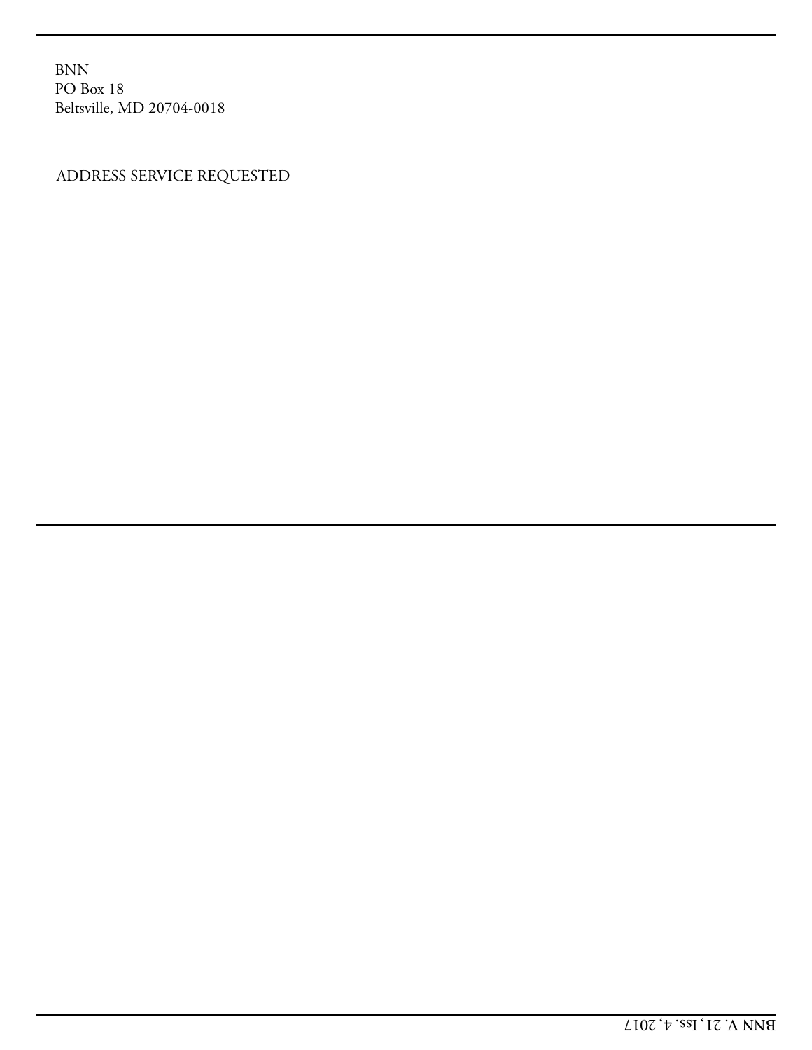BNN
PO Box 18
Beltsville, MD 20704-0018

ADDRESS SERVICE REQUESTED